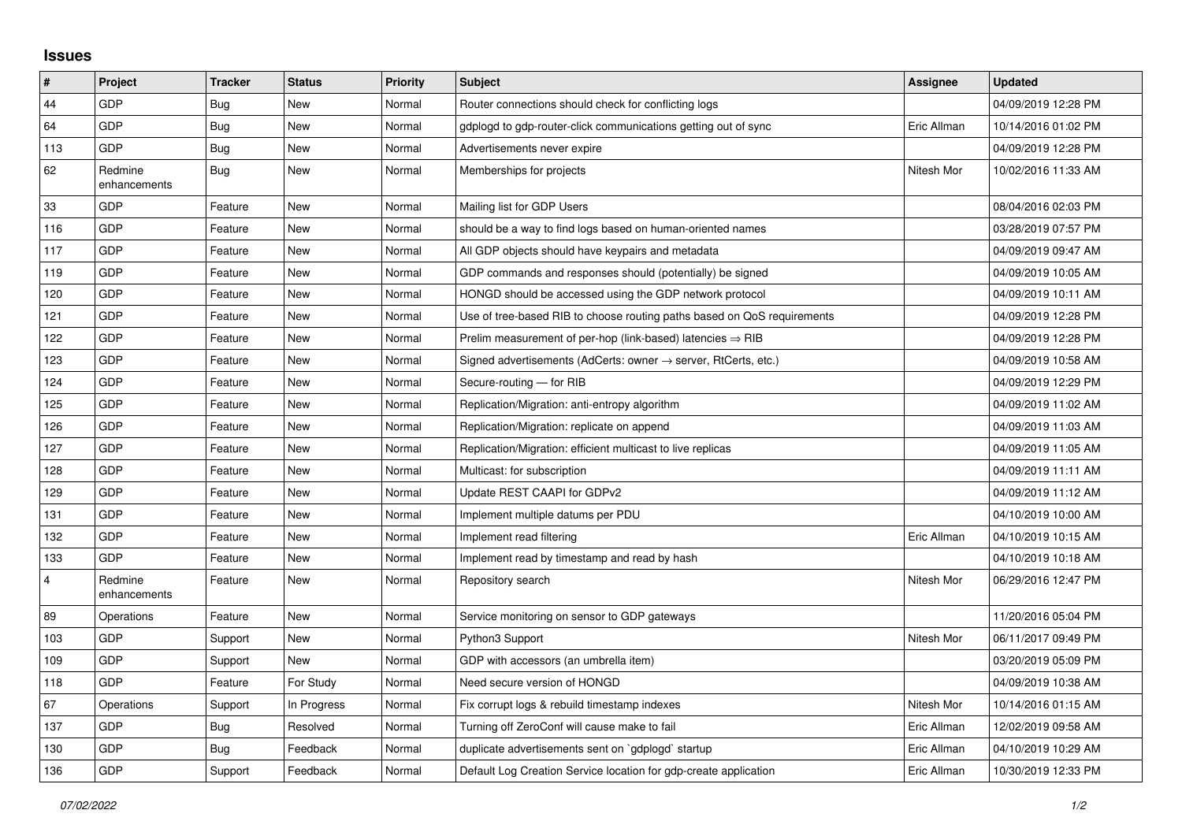## Issues

| # | Project | Tracker | Status | Priority | Subject | Assignee | Updated |
|---|---|---|---|---|---|---|---|
| 44 | GDP | Bug | New | Normal | Router connections should check for conflicting logs | | 04/09/2019 12:28 PM |
| 64 | GDP | Bug | New | Normal | gdplogd to gdp-router-click communications getting out of sync | Eric Allman | 10/14/2016 01:02 PM |
| 113 | GDP | Bug | New | Normal | Advertisements never expire | | 04/09/2019 12:28 PM |
| 62 | Redmine enhancements | Bug | New | Normal | Memberships for projects | Nitesh Mor | 10/02/2016 11:33 AM |
| 33 | GDP | Feature | New | Normal | Mailing list for GDP Users | | 08/04/2016 02:03 PM |
| 116 | GDP | Feature | New | Normal | should be a way to find logs based on human-oriented names | | 03/28/2019 07:57 PM |
| 117 | GDP | Feature | New | Normal | All GDP objects should have keypairs and metadata | | 04/09/2019 09:47 AM |
| 119 | GDP | Feature | New | Normal | GDP commands and responses should (potentially) be signed | | 04/09/2019 10:05 AM |
| 120 | GDP | Feature | New | Normal | HONGD should be accessed using the GDP network protocol | | 04/09/2019 10:11 AM |
| 121 | GDP | Feature | New | Normal | Use of tree-based RIB to choose routing paths based on QoS requirements | | 04/09/2019 12:28 PM |
| 122 | GDP | Feature | New | Normal | Prelim measurement of per-hop (link-based) latencies ⇒ RIB | | 04/09/2019 12:28 PM |
| 123 | GDP | Feature | New | Normal | Signed advertisements (AdCerts: owner → server, RtCerts, etc.) | | 04/09/2019 10:58 AM |
| 124 | GDP | Feature | New | Normal | Secure-routing — for RIB | | 04/09/2019 12:29 PM |
| 125 | GDP | Feature | New | Normal | Replication/Migration: anti-entropy algorithm | | 04/09/2019 11:02 AM |
| 126 | GDP | Feature | New | Normal | Replication/Migration: replicate on append | | 04/09/2019 11:03 AM |
| 127 | GDP | Feature | New | Normal | Replication/Migration: efficient multicast to live replicas | | 04/09/2019 11:05 AM |
| 128 | GDP | Feature | New | Normal | Multicast: for subscription | | 04/09/2019 11:11 AM |
| 129 | GDP | Feature | New | Normal | Update REST CAAPI for GDPv2 | | 04/09/2019 11:12 AM |
| 131 | GDP | Feature | New | Normal | Implement multiple datums per PDU | | 04/10/2019 10:00 AM |
| 132 | GDP | Feature | New | Normal | Implement read filtering | Eric Allman | 04/10/2019 10:15 AM |
| 133 | GDP | Feature | New | Normal | Implement read by timestamp and read by hash | | 04/10/2019 10:18 AM |
| 4 | Redmine enhancements | Feature | New | Normal | Repository search | Nitesh Mor | 06/29/2016 12:47 PM |
| 89 | Operations | Feature | New | Normal | Service monitoring on sensor to GDP gateways | | 11/20/2016 05:04 PM |
| 103 | GDP | Support | New | Normal | Python3 Support | Nitesh Mor | 06/11/2017 09:49 PM |
| 109 | GDP | Support | New | Normal | GDP with accessors (an umbrella item) | | 03/20/2019 05:09 PM |
| 118 | GDP | Feature | For Study | Normal | Need secure version of HONGD | | 04/09/2019 10:38 AM |
| 67 | Operations | Support | In Progress | Normal | Fix corrupt logs & rebuild timestamp indexes | Nitesh Mor | 10/14/2016 01:15 AM |
| 137 | GDP | Bug | Resolved | Normal | Turning off ZeroConf will cause make to fail | Eric Allman | 12/02/2019 09:58 AM |
| 130 | GDP | Bug | Feedback | Normal | duplicate advertisements sent on `gdplogd` startup | Eric Allman | 04/10/2019 10:29 AM |
| 136 | GDP | Support | Feedback | Normal | Default Log Creation Service location for gdp-create application | Eric Allman | 10/30/2019 12:33 PM |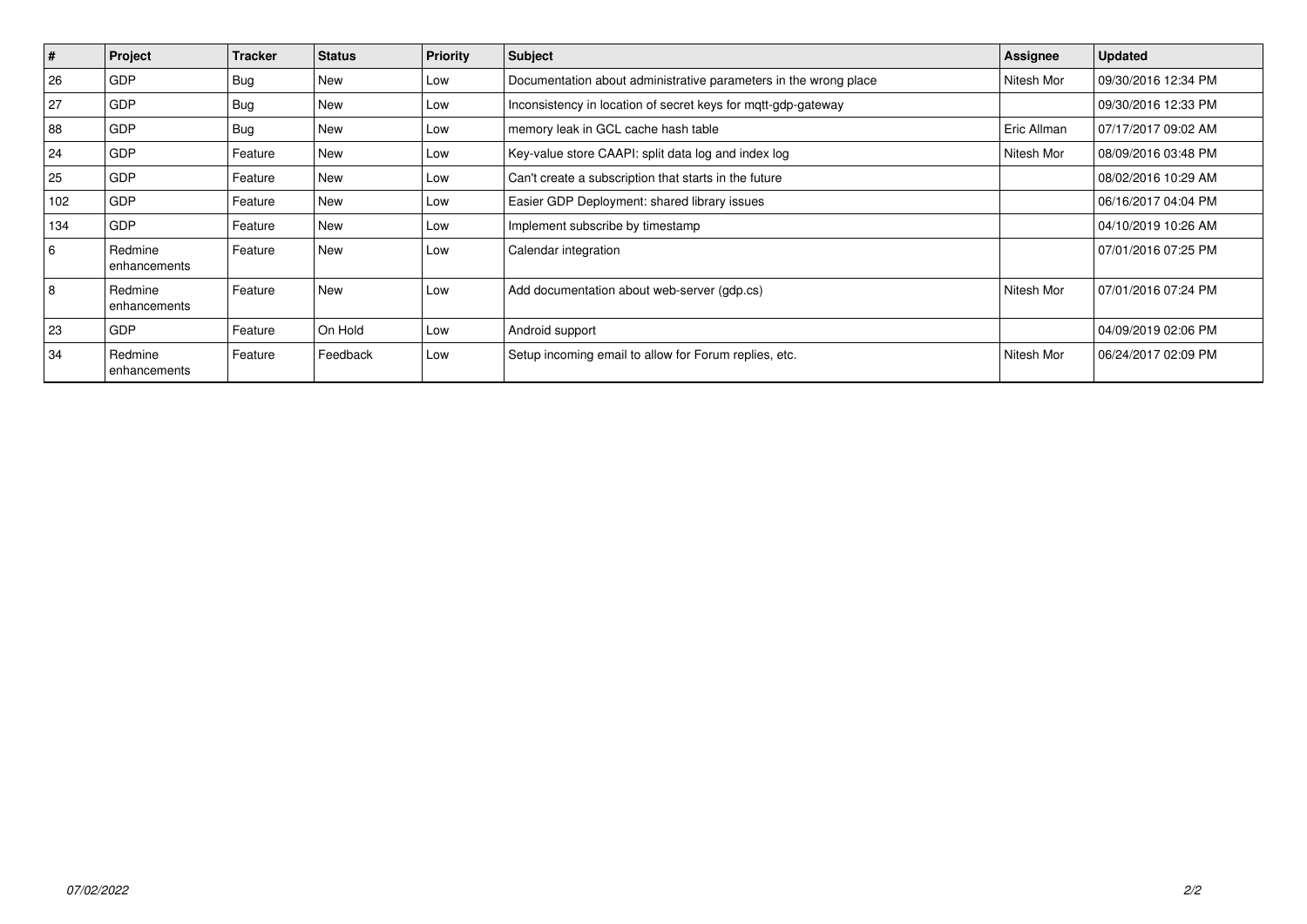| # | Project | Tracker | Status | Priority | Subject | Assignee | Updated |
|---|---|---|---|---|---|---|---|
| 26 | GDP | Bug | New | Low | Documentation about administrative parameters in the wrong place | Nitesh Mor | 09/30/2016 12:34 PM |
| 27 | GDP | Bug | New | Low | Inconsistency in location of secret keys for mqtt-gdp-gateway | | 09/30/2016 12:33 PM |
| 88 | GDP | Bug | New | Low | memory leak in GCL cache hash table | Eric Allman | 07/17/2017 09:02 AM |
| 24 | GDP | Feature | New | Low | Key-value store CAAPI: split data log and index log | Nitesh Mor | 08/09/2016 03:48 PM |
| 25 | GDP | Feature | New | Low | Can't create a subscription that starts in the future | | 08/02/2016 10:29 AM |
| 102 | GDP | Feature | New | Low | Easier GDP Deployment: shared library issues | | 06/16/2017 04:04 PM |
| 134 | GDP | Feature | New | Low | Implement subscribe by timestamp | | 04/10/2019 10:26 AM |
| 6 | Redmine enhancements | Feature | New | Low | Calendar integration | | 07/01/2016 07:25 PM |
| 8 | Redmine enhancements | Feature | New | Low | Add documentation about web-server (gdp.cs) | Nitesh Mor | 07/01/2016 07:24 PM |
| 23 | GDP | Feature | On Hold | Low | Android support | | 04/09/2019 02:06 PM |
| 34 | Redmine enhancements | Feature | Feedback | Low | Setup incoming email to allow for Forum replies, etc. | Nitesh Mor | 06/24/2017 02:09 PM |

*07/02/2022*